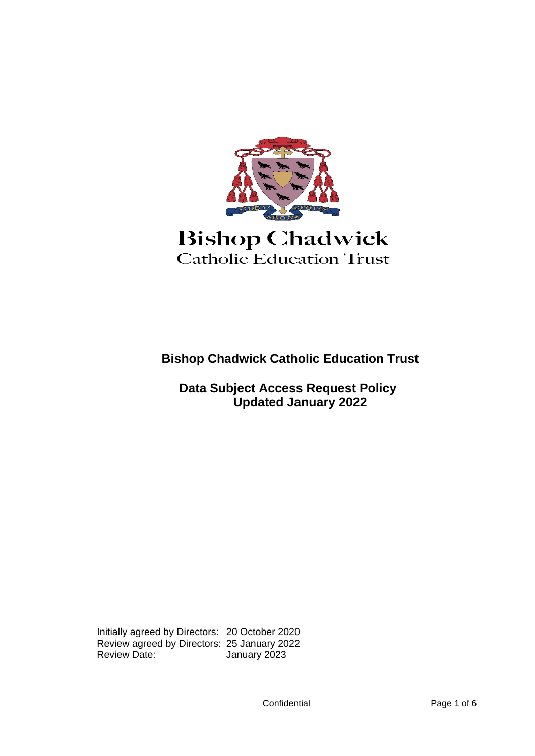Bishop Chadwick
Catholic Education Trust

# Bishop Chadwick Catholic Education Trust

## Data Subject Access Request Policy
## Updated January 2022

| | |
|---|---|
| Initially agreed by Directors: | 20 October 2020 |
| Review agreed by Directors: | 25 January 2022 |
| Review Date: | January 2023 |

Confidential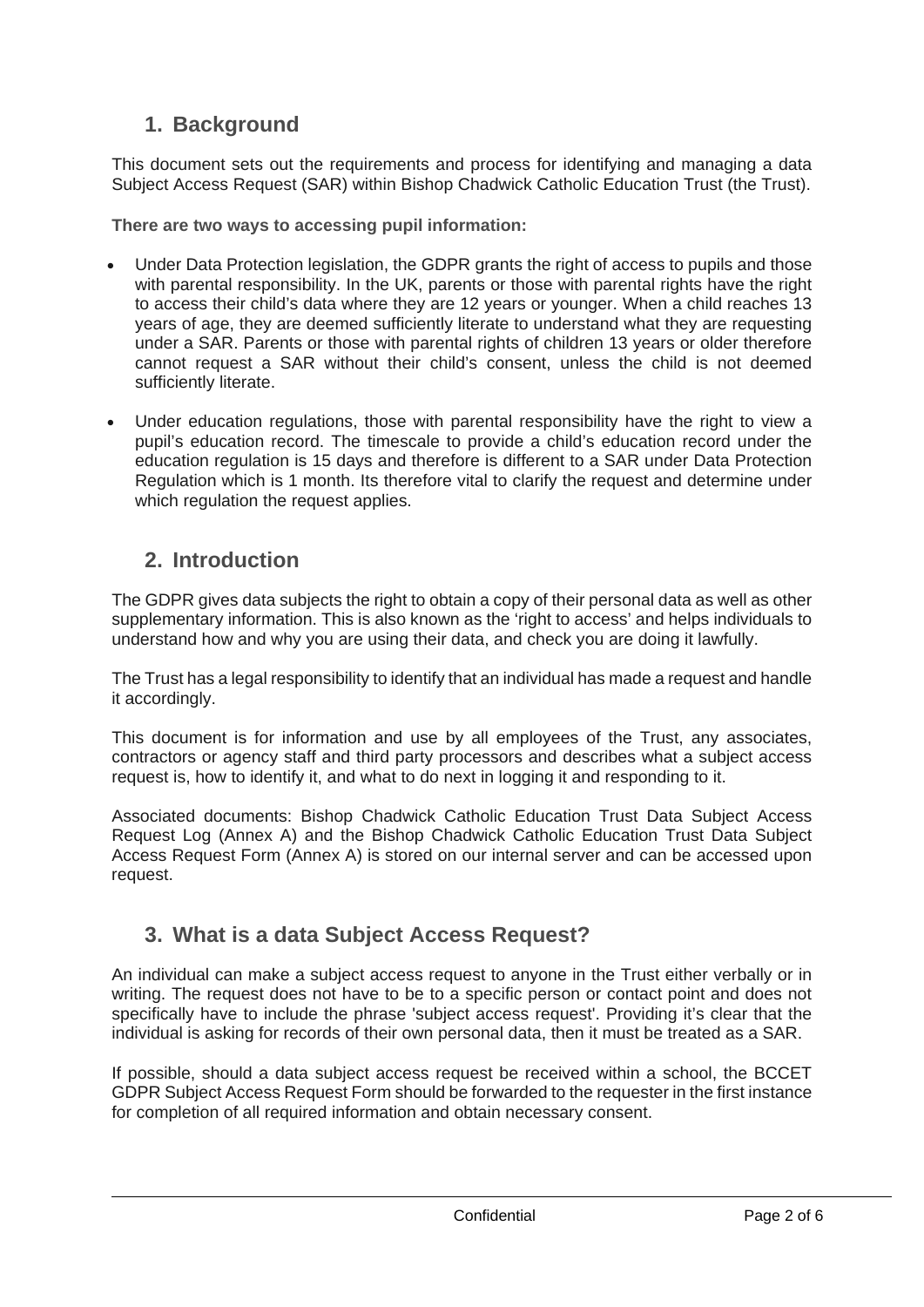## 1. Background

This document sets out the requirements and process for identifying and managing a data Subject Access Request (SAR) within Bishop Chadwick Catholic Education Trust (the Trust).

**There are two ways to accessing pupil information:**

- Under Data Protection legislation, the GDPR grants the right of access to pupils and those with parental responsibility. In the UK, parents or those with parental rights have the right to access their child's data where they are 12 years or younger. When a child reaches 13 years of age, they are deemed sufficiently literate to understand what they are requesting under a SAR. Parents or those with parental rights of children 13 years or older therefore cannot request a SAR without their child's consent, unless the child is not deemed sufficiently literate.

- Under education regulations, those with parental responsibility have the right to view a pupil's education record. The timescale to provide a child's education record under the education regulation is 15 days and therefore is different to a SAR under Data Protection Regulation which is 1 month. Its therefore vital to clarify the request and determine under which regulation the request applies.

## 2. Introduction

The GDPR gives data subjects the right to obtain a copy of their personal data as well as other supplementary information. This is also known as the 'right to access' and helps individuals to understand how and why you are using their data, and check you are doing it lawfully.

The Trust has a legal responsibility to identify that an individual has made a request and handle it accordingly.

This document is for information and use by all employees of the Trust, any associates, contractors or agency staff and third party processors and describes what a subject access request is, how to identify it, and what to do next in logging it and responding to it.

Associated documents: Bishop Chadwick Catholic Education Trust Data Subject Access Request Log (Annex A) and the Bishop Chadwick Catholic Education Trust Data Subject Access Request Form (Annex A) is stored on our internal server and can be accessed upon request.

## 3. What is a data Subject Access Request?

An individual can make a subject access request to anyone in the Trust either verbally or in writing. The request does not have to be to a specific person or contact point and does not specifically have to include the phrase 'subject access request'. Providing it's clear that the individual is asking for records of their own personal data, then it must be treated as a SAR.

If possible, should a data subject access request be received within a school, the BCCET GDPR Subject Access Request Form should be forwarded to the requester in the first instance for completion of all required information and obtain necessary consent.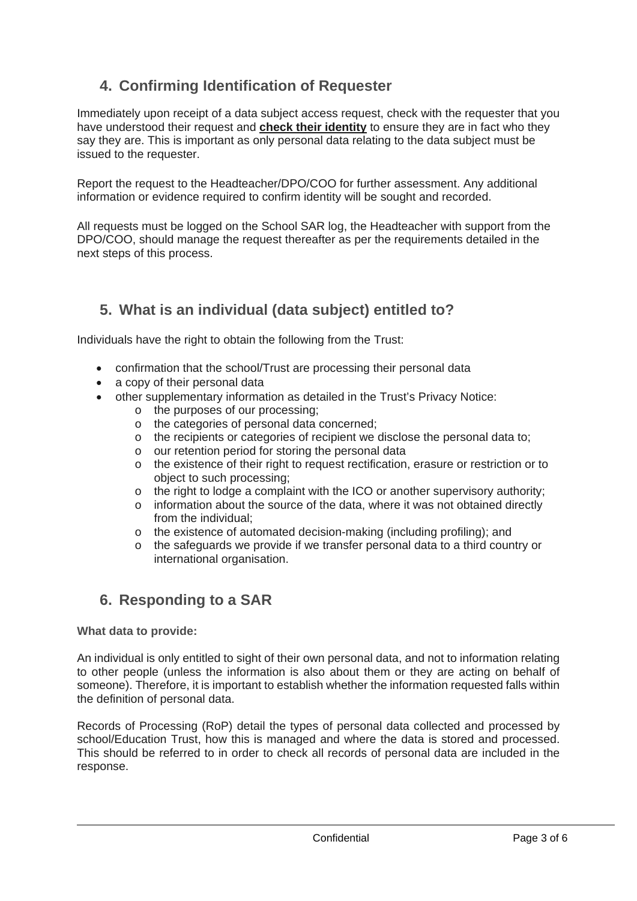## 4. Confirming Identification of Requester

Immediately upon receipt of a data subject access request, check with the requester that you have understood their request and **check their identity** to ensure they are in fact who they say they are. This is important as only personal data relating to the data subject must be issued to the requester.

Report the request to the Headteacher/DPO/COO for further assessment. Any additional information or evidence required to confirm identity will be sought and recorded.

All requests must be logged on the School SAR log, the Headteacher with support from the DPO/COO, should manage the request thereafter as per the requirements detailed in the next steps of this process.

## 5. What is an individual (data subject) entitled to?

Individuals have the right to obtain the following from the Trust:

- confirmation that the school/Trust are processing their personal data
- a copy of their personal data
- other supplementary information as detailed in the Trust's Privacy Notice:
    - the purposes of our processing;
    - the categories of personal data concerned;
    - the recipients or categories of recipient we disclose the personal data to;
    - our retention period for storing the personal data
    - the existence of their right to request rectification, erasure or restriction or to object to such processing;
    - the right to lodge a complaint with the ICO or another supervisory authority;
    - information about the source of the data, where it was not obtained directly from the individual;
    - the existence of automated decision-making (including profiling); and
    - the safeguards we provide if we transfer personal data to a third country or international organisation.

## 6. Responding to a SAR

**What data to provide:**

An individual is only entitled to sight of their own personal data, and not to information relating to other people (unless the information is also about them or they are acting on behalf of someone). Therefore, it is important to establish whether the information requested falls within the definition of personal data.

Records of Processing (RoP) detail the types of personal data collected and processed by school/Education Trust, how this is managed and where the data is stored and processed. This should be referred to in order to check all records of personal data are included in the response.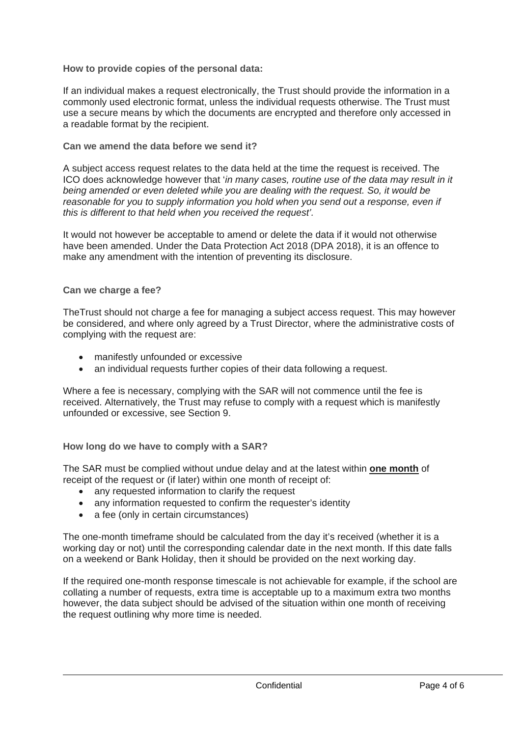**How to provide copies of the personal data:**

If an individual makes a request electronically, the Trust should provide the information in a commonly used electronic format, unless the individual requests otherwise. The Trust must use a secure means by which the documents are encrypted and therefore only accessed in a readable format by the recipient.

**Can we amend the data before we send it?**

A subject access request relates to the data held at the time the request is received. The ICO does acknowledge however that '*in many cases, routine use of the data may result in it being amended or even deleted while you are dealing with the request. So, it would be reasonable for you to supply information you hold when you send out a response, even if this is different to that held when you received the request'*.

It would not however be acceptable to amend or delete the data if it would not otherwise have been amended. Under the Data Protection Act 2018 (DPA 2018), it is an offence to make any amendment with the intention of preventing its disclosure.

**Can we charge a fee?**

TheTrust should not charge a fee for managing a subject access request. This may however be considered, and where only agreed by a Trust Director, where the administrative costs of complying with the request are:

- manifestly unfounded or excessive
- an individual requests further copies of their data following a request.

Where a fee is necessary, complying with the SAR will not commence until the fee is received. Alternatively, the Trust may refuse to comply with a request which is manifestly unfounded or excessive, see Section 9.

**How long do we have to comply with a SAR?**

The SAR must be complied without undue delay and at the latest within **one month** of receipt of the request or (if later) within one month of receipt of:

- any requested information to clarify the request
- any information requested to confirm the requester's identity
- a fee (only in certain circumstances)

The one-month timeframe should be calculated from the day it's received (whether it is a working day or not) until the corresponding calendar date in the next month. If this date falls on a weekend or Bank Holiday, then it should be provided on the next working day.

If the required one-month response timescale is not achievable for example, if the school are collating a number of requests, extra time is acceptable up to a maximum extra two months however, the data subject should be advised of the situation within one month of receiving the request outlining why more time is needed.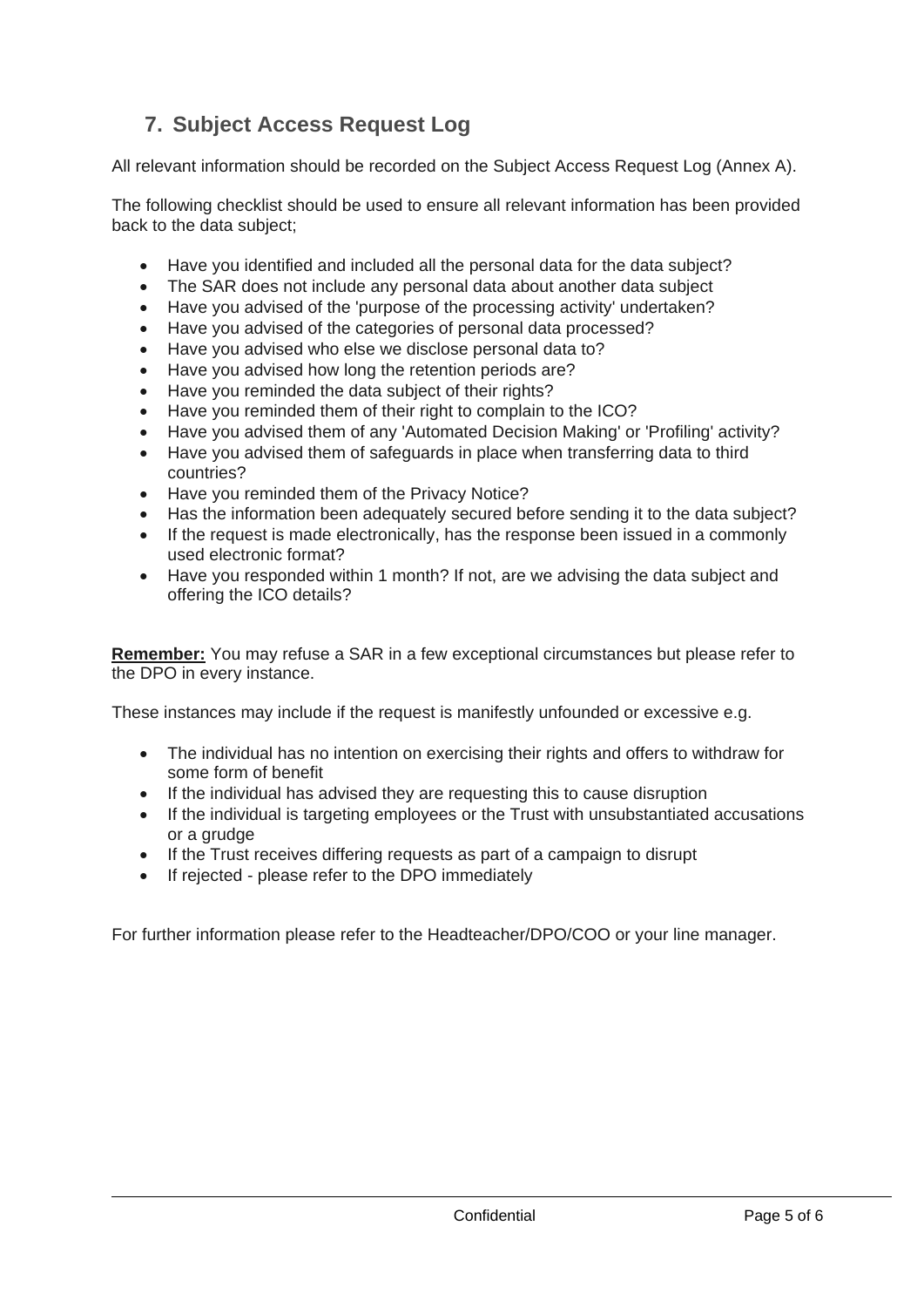## 7. Subject Access Request Log

All relevant information should be recorded on the Subject Access Request Log (Annex A).

The following checklist should be used to ensure all relevant information has been provided back to the data subject;

- Have you identified and included all the personal data for the data subject?
- The SAR does not include any personal data about another data subject
- Have you advised of the 'purpose of the processing activity' undertaken?
- Have you advised of the categories of personal data processed?
- Have you advised who else we disclose personal data to?
- Have you advised how long the retention periods are?
- Have you reminded the data subject of their rights?
- Have you reminded them of their right to complain to the ICO?
- Have you advised them of any 'Automated Decision Making' or 'Profiling' activity?
- Have you advised them of safeguards in place when transferring data to third countries?
- Have you reminded them of the Privacy Notice?
- Has the information been adequately secured before sending it to the data subject?
- If the request is made electronically, has the response been issued in a commonly used electronic format?
- Have you responded within 1 month? If not, are we advising the data subject and offering the ICO details?

**Remember:** You may refuse a SAR in a few exceptional circumstances but please refer to the DPO in every instance.

These instances may include if the request is manifestly unfounded or excessive e.g.

- The individual has no intention on exercising their rights and offers to withdraw for some form of benefit
- If the individual has advised they are requesting this to cause disruption
- If the individual is targeting employees or the Trust with unsubstantiated accusations or a grudge
- If the Trust receives differing requests as part of a campaign to disrupt
- If rejected - please refer to the DPO immediately

For further information please refer to the Headteacher/DPO/COO or your line manager.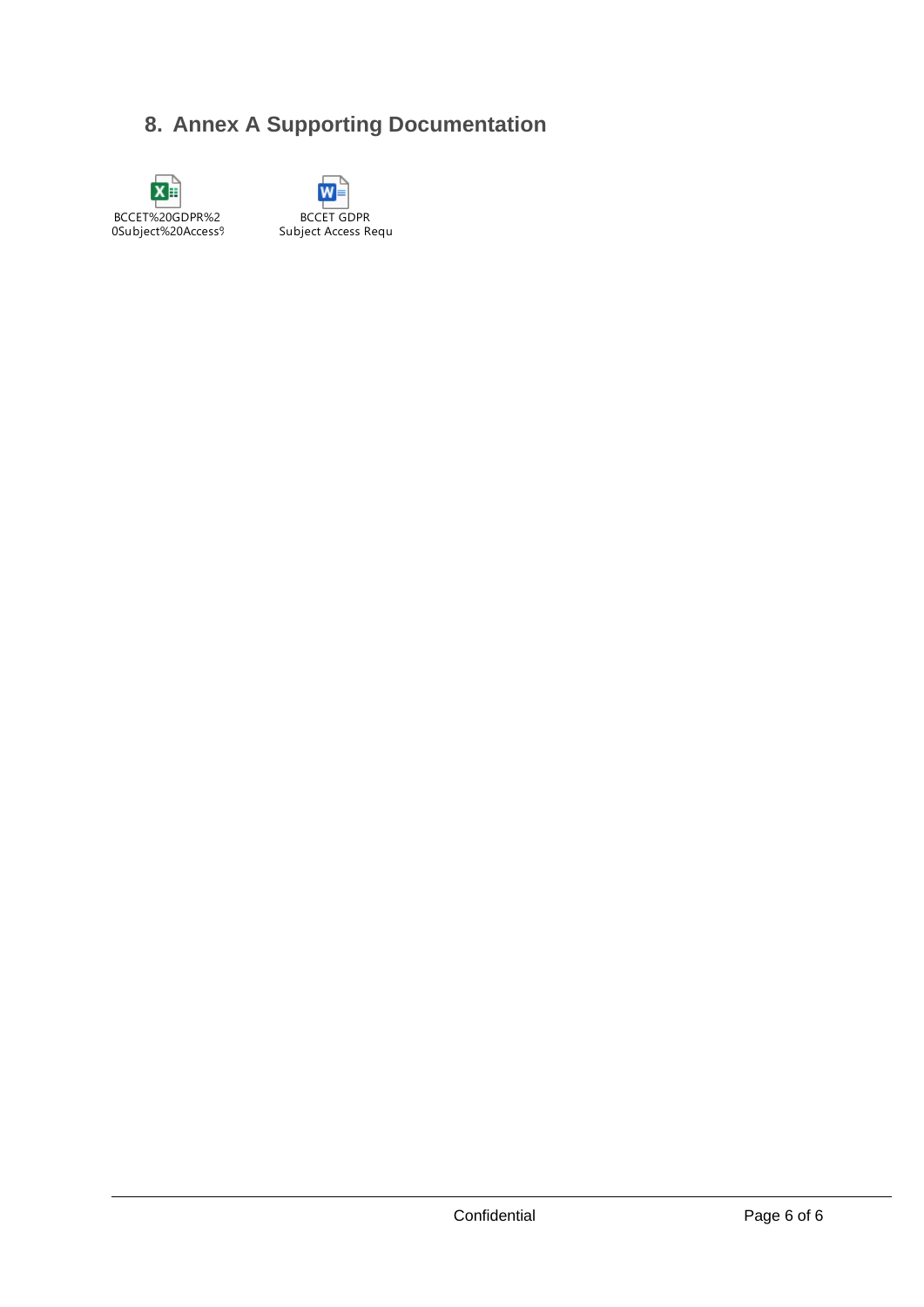## 8. Annex A Supporting Documentation

BCCET%20GDPR%20Subject%20Access%

BCCET GDPR Subject Access Requ